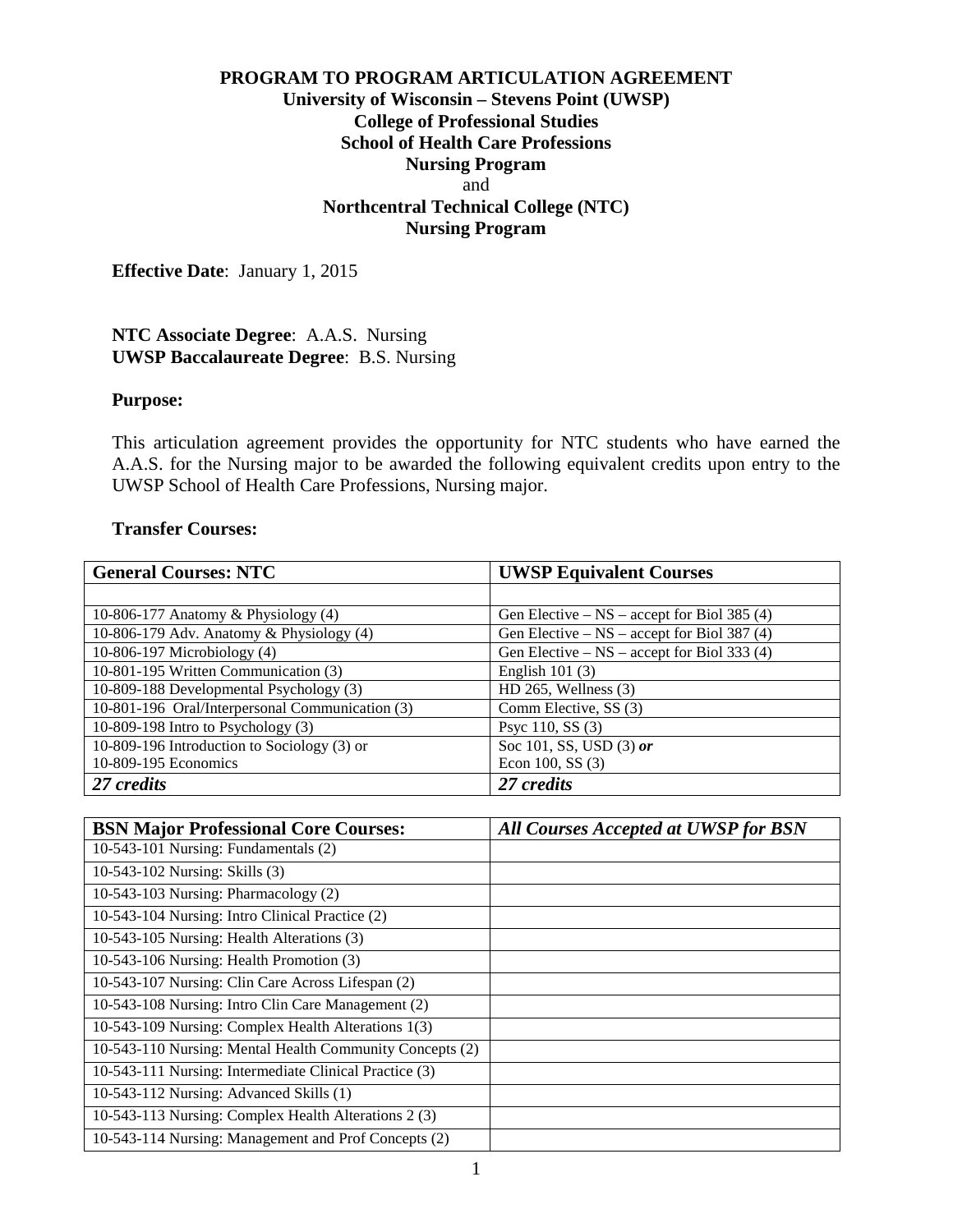# PROGRAM TO PROGRAM ARTICULATION AGREEMENT

## University of Wisconsin – Stevens Point (UWSP)
## College of Professional Studies
## School of Health Care Professions
## Nursing Program

and

## Northcentral Technical College (NTC)
## Nursing Program

**Effective Date**: January 1, 2015

**NTC Associate Degree**: A.A.S. Nursing
**UWSP Baccalaureate Degree**: B.S. Nursing

**Purpose:**

This articulation agreement provides the opportunity for NTC students who have earned the A.A.S. for the Nursing major to be awarded the following equivalent credits upon entry to the UWSP School of Health Care Professions, Nursing major.

**Transfer Courses:**

| General Courses: NTC | UWSP Equivalent Courses |
|---|---|
| | |
| 10-806-177 Anatomy & Physiology (4) | Gen Elective – NS – accept for Biol 385 (4) |
| 10-806-179 Adv. Anatomy & Physiology (4) | Gen Elective – NS – accept for Biol 387 (4) |
| 10-806-197 Microbiology (4) | Gen Elective – NS – accept for Biol 333 (4) |
| 10-801-195 Written Communication (3) | English 101 (3) |
| 10-809-188 Developmental Psychology (3) | HD 265, Wellness (3) |
| 10-801-196 Oral/Interpersonal Communication (3) | Comm Elective, SS (3) |
| 10-809-198 Intro to Psychology (3) | Psyc 110, SS (3) |
| 10-809-196 Introduction to Sociology (3) or 10-809-195 Economics | Soc 101, SS, USD (3) ***or*** Econ 100, SS (3) |
| ***27 credits*** | ***27 credits*** |

| BSN Major Professional Core Courses: | *All Courses Accepted at UWSP for BSN* |
|---|---|
| 10-543-101 Nursing: Fundamentals (2) | |
| 10-543-102 Nursing: Skills (3) | |
| 10-543-103 Nursing: Pharmacology (2) | |
| 10-543-104 Nursing: Intro Clinical Practice (2) | |
| 10-543-105 Nursing: Health Alterations (3) | |
| 10-543-106 Nursing: Health Promotion (3) | |
| 10-543-107 Nursing: Clin Care Across Lifespan (2) | |
| 10-543-108 Nursing: Intro Clin Care Management (2) | |
| 10-543-109 Nursing: Complex Health Alterations 1(3) | |
| 10-543-110 Nursing: Mental Health Community Concepts (2) | |
| 10-543-111 Nursing: Intermediate Clinical Practice (3) | |
| 10-543-112 Nursing: Advanced Skills (1) | |
| 10-543-113 Nursing: Complex Health Alterations 2 (3) | |
| 10-543-114 Nursing: Management and Prof Concepts (2) | |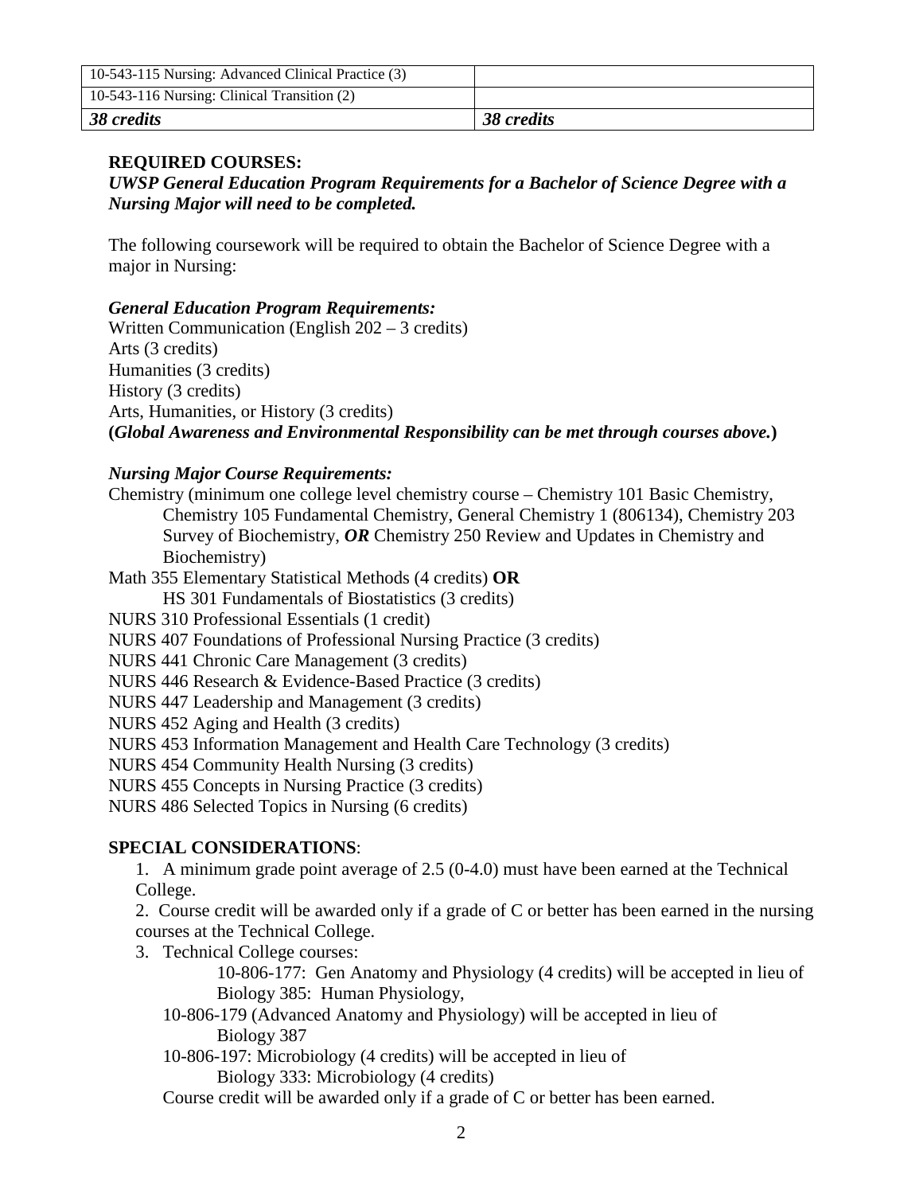| 10-543-115 Nursing: Advanced Clinical Practice (3) | |
|---|---|
| 10-543-116 Nursing: Clinical Transition (2) | |
| ***38 credits*** | ***38 credits*** |

**REQUIRED COURSES:**

***UWSP General Education Program Requirements for a Bachelor of Science Degree with a Nursing Major will need to be completed.***

The following coursework will be required to obtain the Bachelor of Science Degree with a major in Nursing:

***General Education Program Requirements:***

Written Communication (English 202 – 3 credits)
Arts (3 credits)
Humanities (3 credits)
History (3 credits)
Arts, Humanities, or History (3 credits)
**(*Global Awareness and Environmental Responsibility can be met through courses above.*)**

***Nursing Major Course Requirements:***

Chemistry (minimum one college level chemistry course – Chemistry 101 Basic Chemistry, Chemistry 105 Fundamental Chemistry, General Chemistry 1 (806134), Chemistry 203 Survey of Biochemistry, ***OR*** Chemistry 250 Review and Updates in Chemistry and Biochemistry)
Math 355 Elementary Statistical Methods (4 credits) **OR**
HS 301 Fundamentals of Biostatistics (3 credits)
NURS 310 Professional Essentials (1 credit)
NURS 407 Foundations of Professional Nursing Practice (3 credits)
NURS 441 Chronic Care Management (3 credits)
NURS 446 Research & Evidence-Based Practice (3 credits)
NURS 447 Leadership and Management (3 credits)
NURS 452 Aging and Health (3 credits)
NURS 453 Information Management and Health Care Technology (3 credits)
NURS 454 Community Health Nursing (3 credits)
NURS 455 Concepts in Nursing Practice (3 credits)
NURS 486 Selected Topics in Nursing (6 credits)

**SPECIAL CONSIDERATIONS**:

1. A minimum grade point average of 2.5 (0-4.0) must have been earned at the Technical College.
2. Course credit will be awarded only if a grade of C or better has been earned in the nursing courses at the Technical College.
3. Technical College courses:
   - 10-806-177: Gen Anatomy and Physiology (4 credits) will be accepted in lieu of Biology 385: Human Physiology,
   - 10-806-179 (Advanced Anatomy and Physiology) will be accepted in lieu of Biology 387
   - 10-806-197: Microbiology (4 credits) will be accepted in lieu of Biology 333: Microbiology (4 credits)

   Course credit will be awarded only if a grade of C or better has been earned.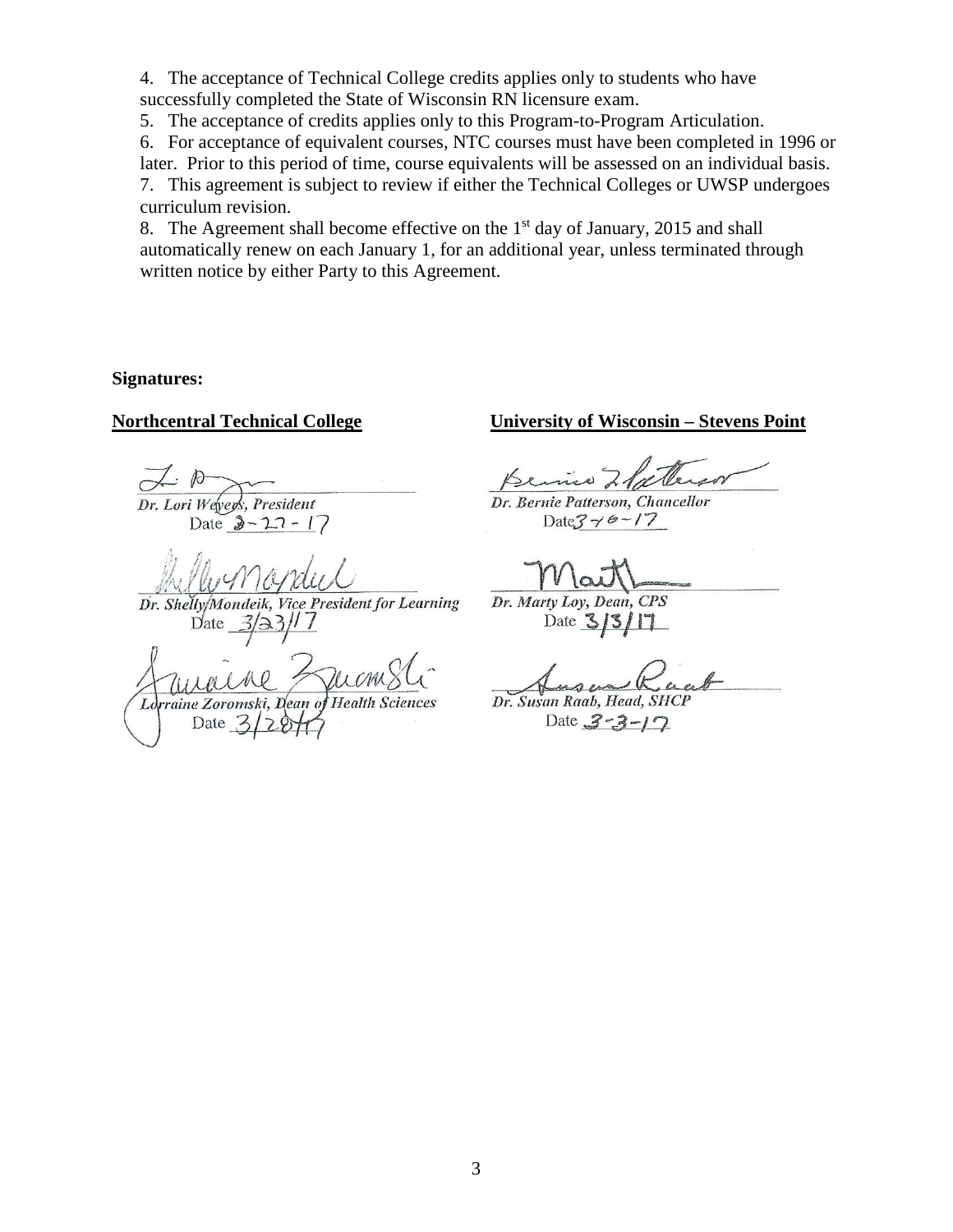4. The acceptance of Technical College credits applies only to students who have successfully completed the State of Wisconsin RN licensure exam.
5. The acceptance of credits applies only to this Program-to-Program Articulation.
6. For acceptance of equivalent courses, NTC courses must have been completed in 1996 or later. Prior to this period of time, course equivalents will be assessed on an individual basis.
7. This agreement is subject to review if either the Technical Colleges or UWSP undergoes curriculum revision.
8. The Agreement shall become effective on the 1st day of January, 2015 and shall automatically renew on each January 1, for an additional year, unless terminated through written notice by either Party to this Agreement.

**Signatures:**

**Northcentral Technical College**

*Dr. Lori Weyers, President*
Date 3-27-17

*Dr. Shelly Mondeik, Vice President for Learning*
Date 3/23/17

*Lorraine Zoromski, Dean of Health Sciences*
Date 3/28/17

**University of Wisconsin – Stevens Point**

*Dr. Bernie Patterson, Chancellor*
Date 3-16-17

*Dr. Marty Loy, Dean, CPS*
Date 3/3/17

*Dr. Susan Raab, Head, SHCP*
Date 3-3-17